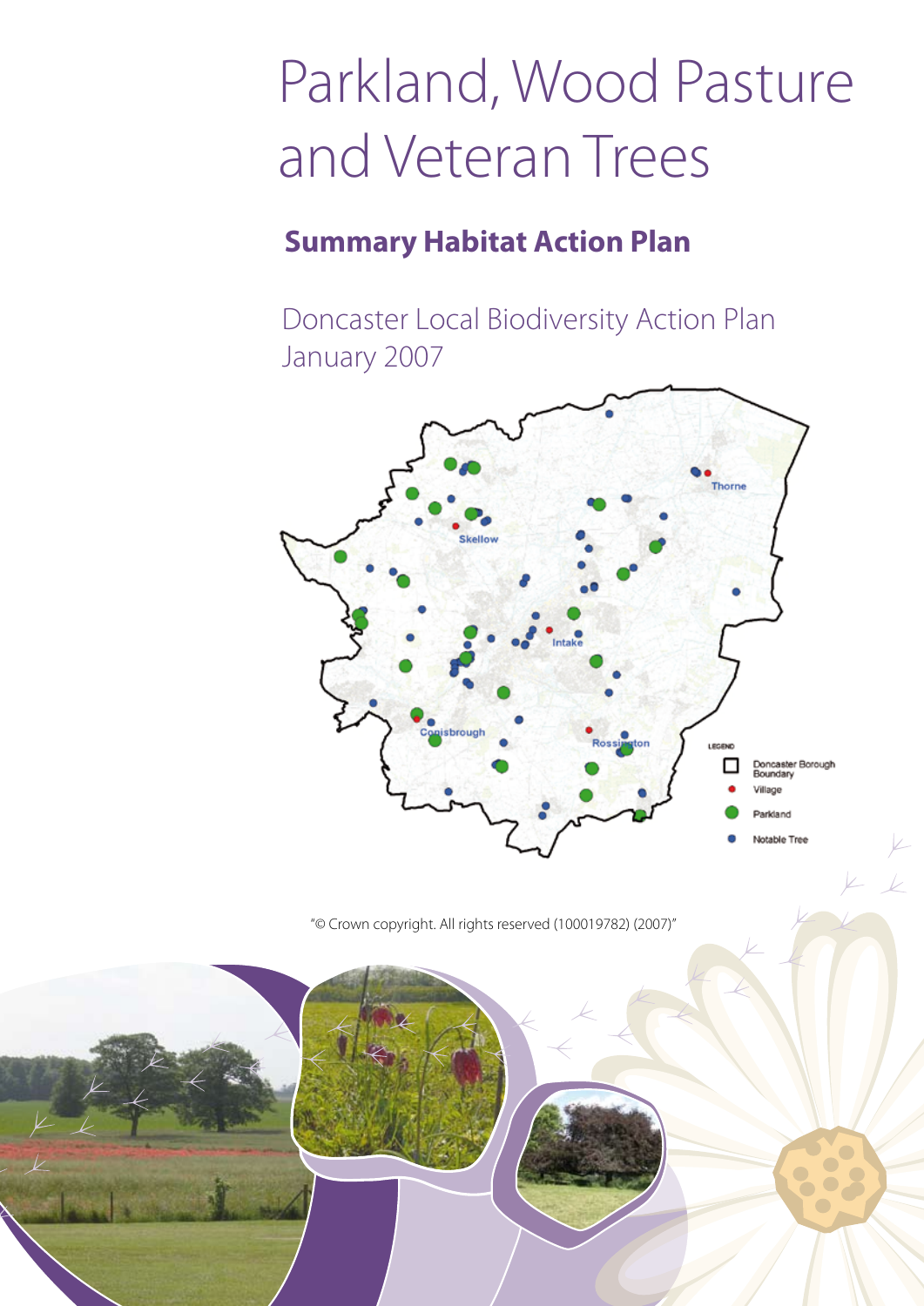# Parkland, Wood Pasture and Veteran Trees

## Summary Habitat Action Plan

Doncaster Local Biodiversity Action Plan
January 2007

"© Crown copyright. All rights reserved (100019782) (2007)"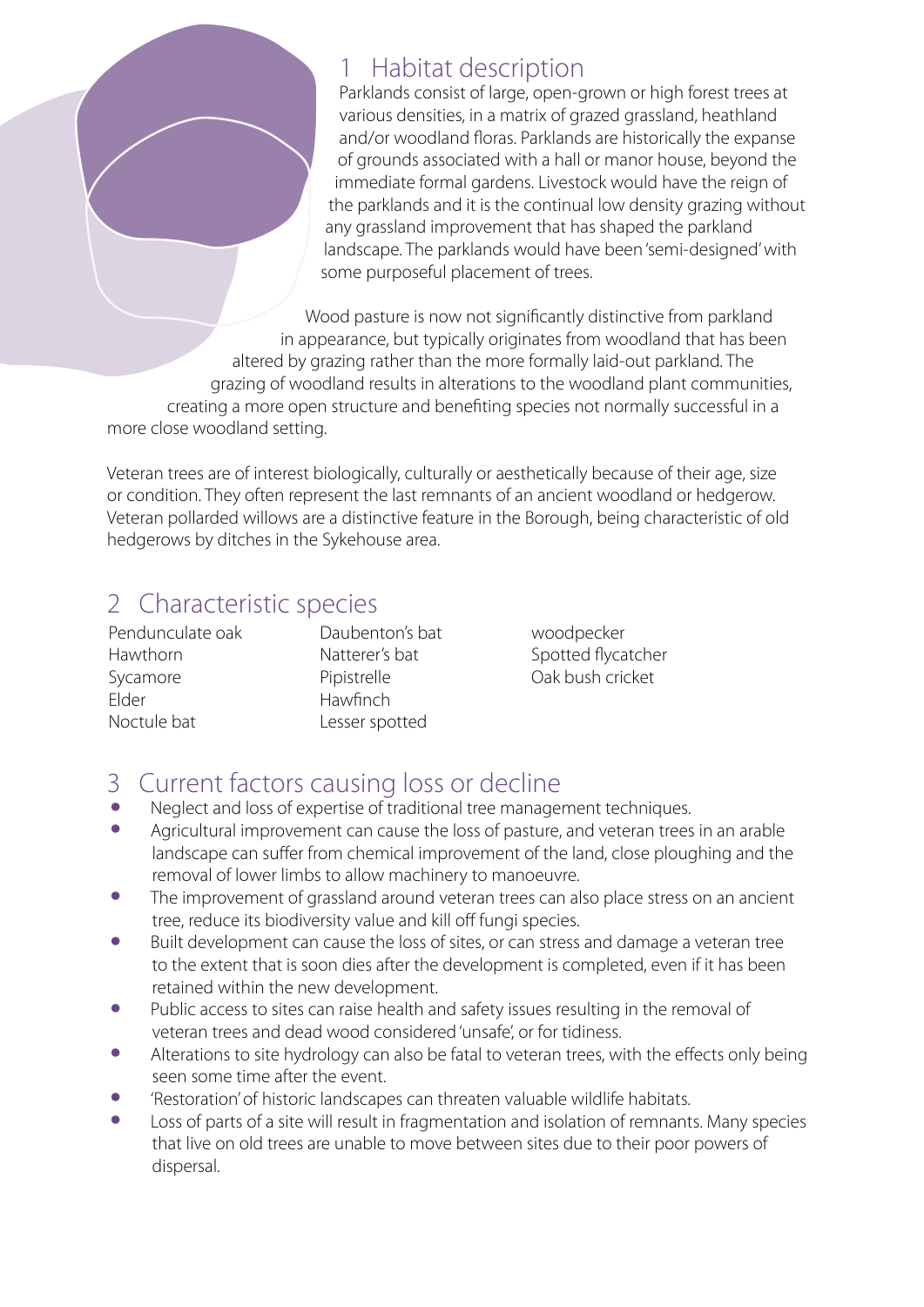## 1 Habitat description

Parklands consist of large, open-grown or high forest trees at various densities, in a matrix of grazed grassland, heathland and/or woodland floras. Parklands are historically the expanse of grounds associated with a hall or manor house, beyond the immediate formal gardens. Livestock would have the reign of the parklands and it is the continual low density grazing without any grassland improvement that has shaped the parkland landscape. The parklands would have been 'semi-designed' with some purposeful placement of trees.

Wood pasture is now not significantly distinctive from parkland in appearance, but typically originates from woodland that has been altered by grazing rather than the more formally laid-out parkland. The grazing of woodland results in alterations to the woodland plant communities, creating a more open structure and benefiting species not normally successful in a more close woodland setting.

Veteran trees are of interest biologically, culturally or aesthetically because of their age, size or condition. They often represent the last remnants of an ancient woodland or hedgerow. Veteran pollarded willows are a distinctive feature in the Borough, being characteristic of old hedgerows by ditches in the Sykehouse area.

## 2 Characteristic species

Pendunculate oak
Hawthorn
Sycamore
Elder
Noctule bat
Daubenton's bat
Natterer's bat
Pipistrelle
Hawfinch
Lesser spotted woodpecker
Spotted flycatcher
Oak bush cricket

## 3 Current factors causing loss or decline

- Neglect and loss of expertise of traditional tree management techniques.
- Agricultural improvement can cause the loss of pasture, and veteran trees in an arable landscape can suffer from chemical improvement of the land, close ploughing and the removal of lower limbs to allow machinery to manoeuvre.
- The improvement of grassland around veteran trees can also place stress on an ancient tree, reduce its biodiversity value and kill off fungi species.
- Built development can cause the loss of sites, or can stress and damage a veteran tree to the extent that is soon dies after the development is completed, even if it has been retained within the new development.
- Public access to sites can raise health and safety issues resulting in the removal of veteran trees and dead wood considered 'unsafe', or for tidiness.
- Alterations to site hydrology can also be fatal to veteran trees, with the effects only being seen some time after the event.
- 'Restoration' of historic landscapes can threaten valuable wildlife habitats.
- Loss of parts of a site will result in fragmentation and isolation of remnants. Many species that live on old trees are unable to move between sites due to their poor powers of dispersal.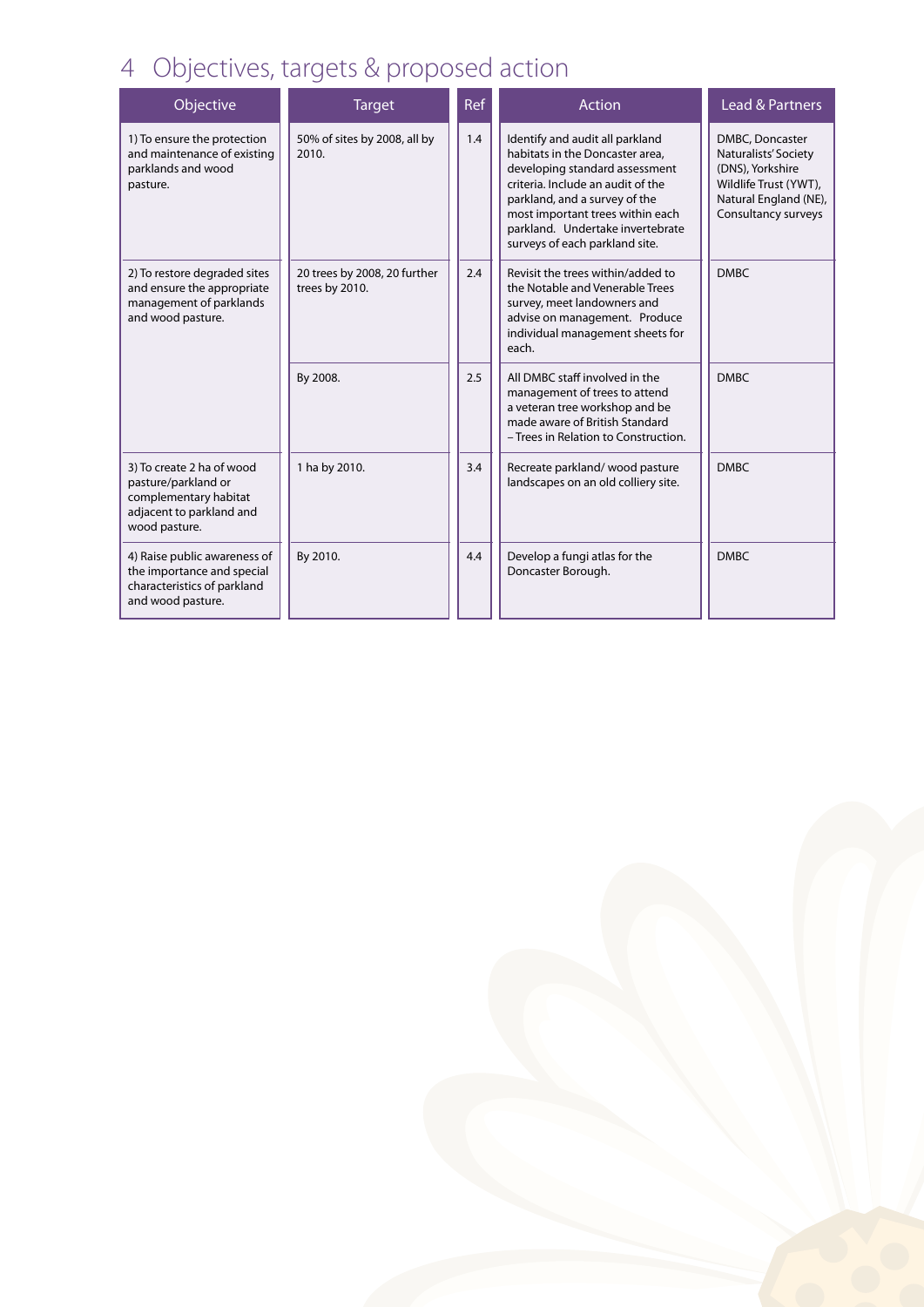# 4 Objectives, targets & proposed action

| Objective | Target | Ref | Action | Lead & Partners |
|---|---|---|---|---|
| 1) To ensure the protection and maintenance of existing parklands and wood pasture. | 50% of sites by 2008, all by 2010. | 1.4 | Identify and audit all parkland habitats in the Doncaster area, developing standard assessment criteria. Include an audit of the parkland, and a survey of the most important trees within each parkland. Undertake invertebrate surveys of each parkland site. | DMBC, Doncaster Naturalists' Society (DNS), Yorkshire Wildlife Trust (YWT), Natural England (NE), Consultancy surveys |
| 2) To restore degraded sites and ensure the appropriate management of parklands and wood pasture. | 20 trees by 2008, 20 further trees by 2010. | 2.4 | Revisit the trees within/added to the Notable and Venerable Trees survey, meet landowners and advise on management. Produce individual management sheets for each. | DMBC |
| | By 2008. | 2.5 | All DMBC staff involved in the management of trees to attend a veteran tree workshop and be made aware of British Standard – Trees in Relation to Construction. | DMBC |
| 3) To create 2 ha of wood pasture/parkland or complementary habitat adjacent to parkland and wood pasture. | 1 ha by 2010. | 3.4 | Recreate parkland/ wood pasture landscapes on an old colliery site. | DMBC |
| 4) Raise public awareness of the importance and special characteristics of parkland and wood pasture. | By 2010. | 4.4 | Develop a fungi atlas for the Doncaster Borough. | DMBC |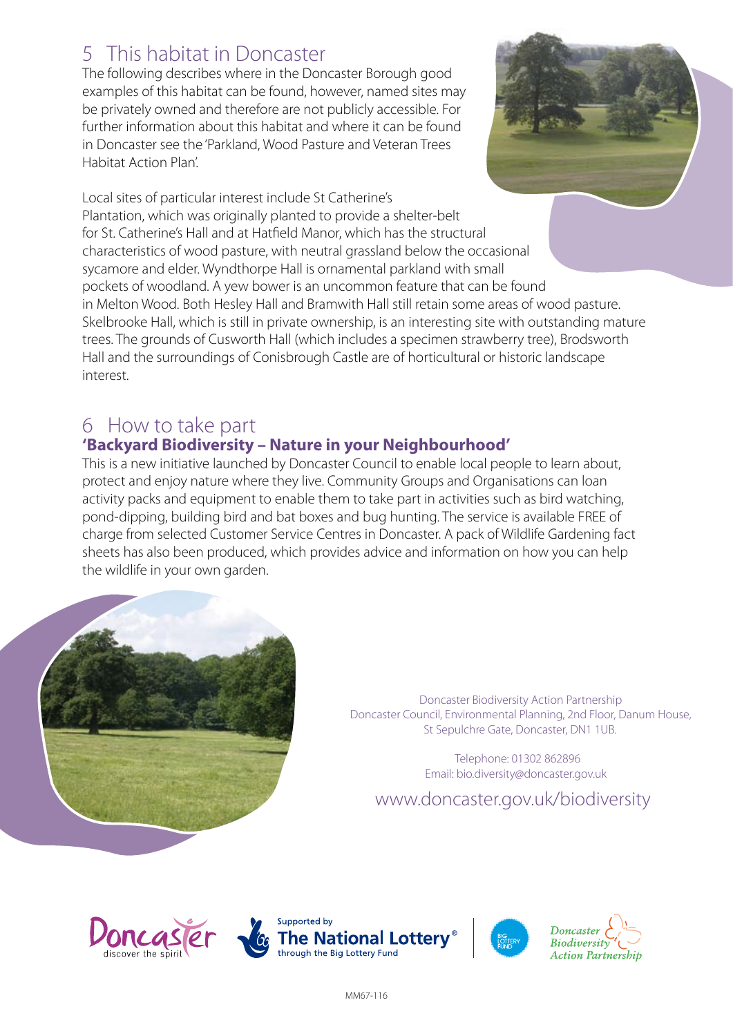## 5 This habitat in Doncaster

The following describes where in the Doncaster Borough good examples of this habitat can be found, however, named sites may be privately owned and therefore are not publicly accessible. For further information about this habitat and where it can be found in Doncaster see the 'Parkland, Wood Pasture and Veteran Trees Habitat Action Plan'.

Local sites of particular interest include St Catherine's Plantation, which was originally planted to provide a shelter-belt for St. Catherine's Hall and at Hatfield Manor, which has the structural characteristics of wood pasture, with neutral grassland below the occasional sycamore and elder. Wyndthorpe Hall is ornamental parkland with small pockets of woodland. A yew bower is an uncommon feature that can be found in Melton Wood. Both Hesley Hall and Bramwith Hall still retain some areas of wood pasture. Skelbrooke Hall, which is still in private ownership, is an interesting site with outstanding mature trees. The grounds of Cusworth Hall (which includes a specimen strawberry tree), Brodsworth Hall and the surroundings of Conisbrough Castle are of horticultural or historic landscape interest.

## 6 How to take part

### 'Backyard Biodiversity – Nature in your Neighbourhood'

This is a new initiative launched by Doncaster Council to enable local people to learn about, protect and enjoy nature where they live. Community Groups and Organisations can loan activity packs and equipment to enable them to take part in activities such as bird watching, pond-dipping, building bird and bat boxes and bug hunting. The service is available FREE of charge from selected Customer Service Centres in Doncaster. A pack of Wildlife Gardening fact sheets has also been produced, which provides advice and information on how you can help the wildlife in your own garden.

Doncaster Biodiversity Action Partnership
Doncaster Council, Environmental Planning, 2nd Floor, Danum House, St Sepulchre Gate, Doncaster, DN1 1UB.

Telephone: 01302 862896
Email: bio.diversity@doncaster.gov.uk

www.doncaster.gov.uk/biodiversity

Doncaster discover the spirit

Supported by The National Lottery® through the Big Lottery Fund

Big Lottery Fund

Doncaster Biodiversity Action Partnership

MM67-116